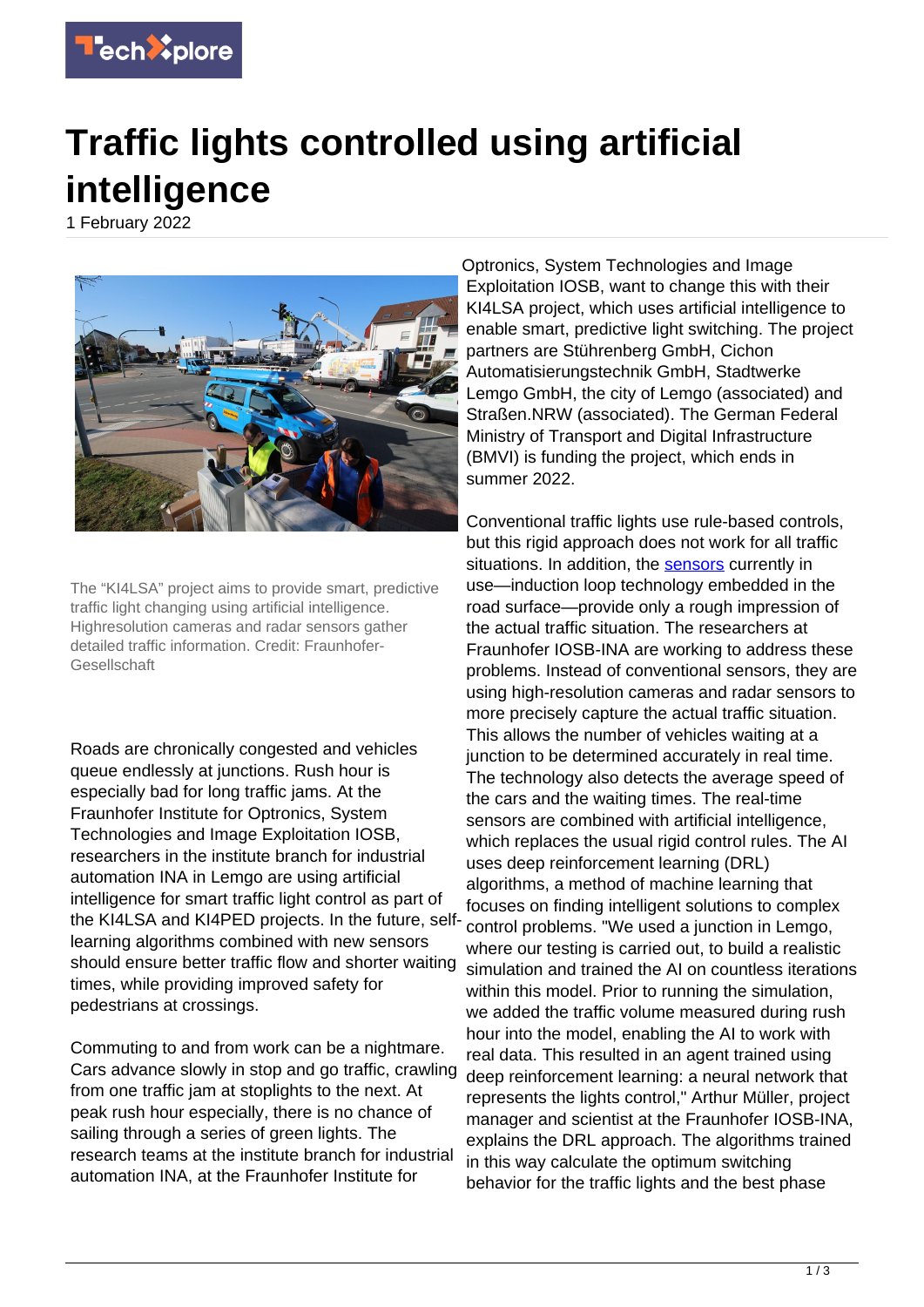# Traffic lights controlled using artificial intelligence

1 February 2022

The "KI4LSA" project aims to provide smart, predictive traffic light changing using artificial intelligence. Highresolution cameras and radar sensors gather detailed traffic information. Credit: Fraunhofer-Gesellschaft

Roads are chronically congested and vehicles queue endlessly at junctions. Rush hour is especially bad for long traffic jams. At the Fraunhofer Institute for Optronics, System Technologies and Image Exploitation IOSB, researchers in the institute branch for industrial automation INA in Lemgo are using artificial intelligence for smart traffic light control as part of the KI4LSA and KI4PED projects. In the future, self-learning algorithms combined with new sensors should ensure better traffic flow and shorter waiting times, while providing improved safety for pedestrians at crossings.

Commuting to and from work can be a nightmare. Cars advance slowly in stop and go traffic, crawling from one traffic jam at stoplights to the next. At peak rush hour especially, there is no chance of sailing through a series of green lights. The research teams at the institute branch for industrial automation INA, at the Fraunhofer Institute for Optronics, System Technologies and Image Exploitation IOSB, want to change this with their KI4LSA project, which uses artificial intelligence to enable smart, predictive light switching. The project partners are Stührenberg GmbH, Cichon Automatisierungstechnik GmbH, Stadtwerke Lemgo GmbH, the city of Lemgo (associated) and Straßen.NRW (associated). The German Federal Ministry of Transport and Digital Infrastructure (BMVI) is funding the project, which ends in summer 2022.

Conventional traffic lights use rule-based controls, but this rigid approach does not work for all traffic situations. In addition, the sensors currently in use—induction loop technology embedded in the road surface—provide only a rough impression of the actual traffic situation. The researchers at Fraunhofer IOSB-INA are working to address these problems. Instead of conventional sensors, they are using high-resolution cameras and radar sensors to more precisely capture the actual traffic situation. This allows the number of vehicles waiting at a junction to be determined accurately in real time. The technology also detects the average speed of the cars and the waiting times. The real-time sensors are combined with artificial intelligence, which replaces the usual rigid control rules. The AI uses deep reinforcement learning (DRL) algorithms, a method of machine learning that focuses on finding intelligent solutions to complex control problems. "We used a junction in Lemgo, where our testing is carried out, to build a realistic simulation and trained the AI on countless iterations within this model. Prior to running the simulation, we added the traffic volume measured during rush hour into the model, enabling the AI to work with real data. This resulted in an agent trained using deep reinforcement learning: a neural network that represents the lights control," Arthur Müller, project manager and scientist at the Fraunhofer IOSB-INA, explains the DRL approach. The algorithms trained in this way calculate the optimum switching behavior for the traffic lights and the best phase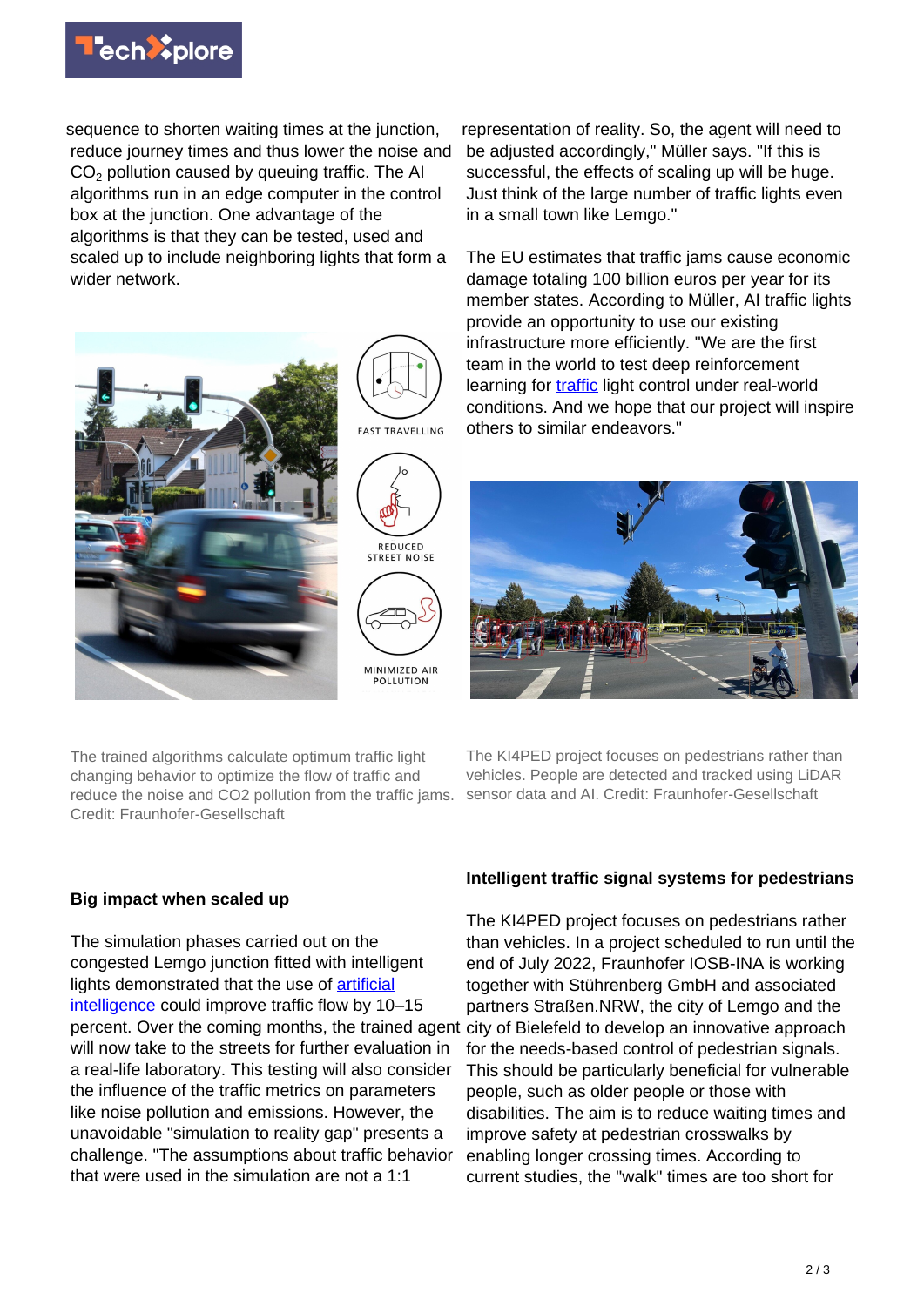sequence to shorten waiting times at the junction, reduce journey times and thus lower the noise and $CO_2$ pollution caused by queuing traffic. The AI algorithms run in an edge computer in the control box at the junction. One advantage of the algorithms is that they can be tested, used and scaled up to include neighboring lights that form a wider network.

The trained algorithms calculate optimum traffic light changing behavior to optimize the flow of traffic and reduce the noise and CO2 pollution from the traffic jams. Credit: Fraunhofer-Gesellschaft

## Big impact when scaled up

The simulation phases carried out on the congested Lemgo junction fitted with intelligent lights demonstrated that the use of artificial intelligence could improve traffic flow by 10–15 percent. Over the coming months, the trained agent will now take to the streets for further evaluation in a real-life laboratory. This testing will also consider the influence of the traffic metrics on parameters like noise pollution and emissions. However, the unavoidable "simulation to reality gap" presents a challenge. "The assumptions about traffic behavior that were used in the simulation are not a 1:1 representation of reality. So, the agent will need to be adjusted accordingly," Müller says. "If this is successful, the effects of scaling up will be huge. Just think of the large number of traffic lights even in a small town like Lemgo."

The EU estimates that traffic jams cause economic damage totaling 100 billion euros per year for its member states. According to Müller, AI traffic lights provide an opportunity to use our existing infrastructure more efficiently. "We are the first team in the world to test deep reinforcement learning for traffic light control under real-world conditions. And we hope that our project will inspire others to similar endeavors."

The KI4PED project focuses on pedestrians rather than vehicles. People are detected and tracked using LiDAR sensor data and AI. Credit: Fraunhofer-Gesellschaft

## Intelligent traffic signal systems for pedestrians

The KI4PED project focuses on pedestrians rather than vehicles. In a project scheduled to run until the end of July 2022, Fraunhofer IOSB-INA is working together with Stührenberg GmbH and associated partners Straßen.NRW, the city of Lemgo and the city of Bielefeld to develop an innovative approach for the needs-based control of pedestrian signals. This should be particularly beneficial for vulnerable people, such as older people or those with disabilities. The aim is to reduce waiting times and improve safety at pedestrian crosswalks by enabling longer crossing times. According to current studies, the "walk" times are too short for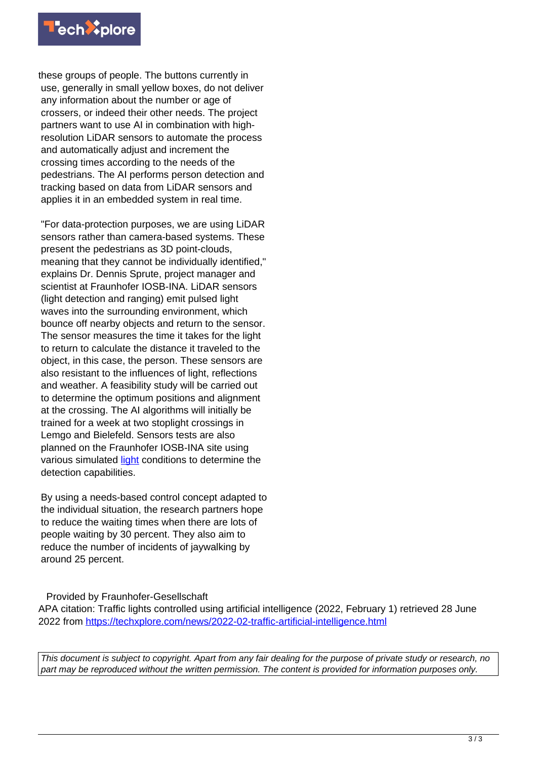these groups of people. The buttons currently in use, generally in small yellow boxes, do not deliver any information about the number or age of crossers, or indeed their other needs. The project partners want to use AI in combination with high-resolution LiDAR sensors to automate the process and automatically adjust and increment the crossing times according to the needs of the pedestrians. The AI performs person detection and tracking based on data from LiDAR sensors and applies it in an embedded system in real time.

"For data-protection purposes, we are using LiDAR sensors rather than camera-based systems. These present the pedestrians as 3D point-clouds, meaning that they cannot be individually identified," explains Dr. Dennis Sprute, project manager and scientist at Fraunhofer IOSB-INA. LiDAR sensors (light detection and ranging) emit pulsed light waves into the surrounding environment, which bounce off nearby objects and return to the sensor. The sensor measures the time it takes for the light to return to calculate the distance it traveled to the object, in this case, the person. These sensors are also resistant to the influences of light, reflections and weather. A feasibility study will be carried out to determine the optimum positions and alignment at the crossing. The AI algorithms will initially be trained for a week at two stoplight crossings in Lemgo and Bielefeld. Sensors tests are also planned on the Fraunhofer IOSB-INA site using various simulated light conditions to determine the detection capabilities.

By using a needs-based control concept adapted to the individual situation, the research partners hope to reduce the waiting times when there are lots of people waiting by 30 percent. They also aim to reduce the number of incidents of jaywalking by around 25 percent.

Provided by Fraunhofer-Gesellschaft

APA citation: Traffic lights controlled using artificial intelligence (2022, February 1) retrieved 28 June 2022 from https://techxplore.com/news/2022-02-traffic-artificial-intelligence.html

*This document is subject to copyright. Apart from any fair dealing for the purpose of private study or research, no part may be reproduced without the written permission. The content is provided for information purposes only.*